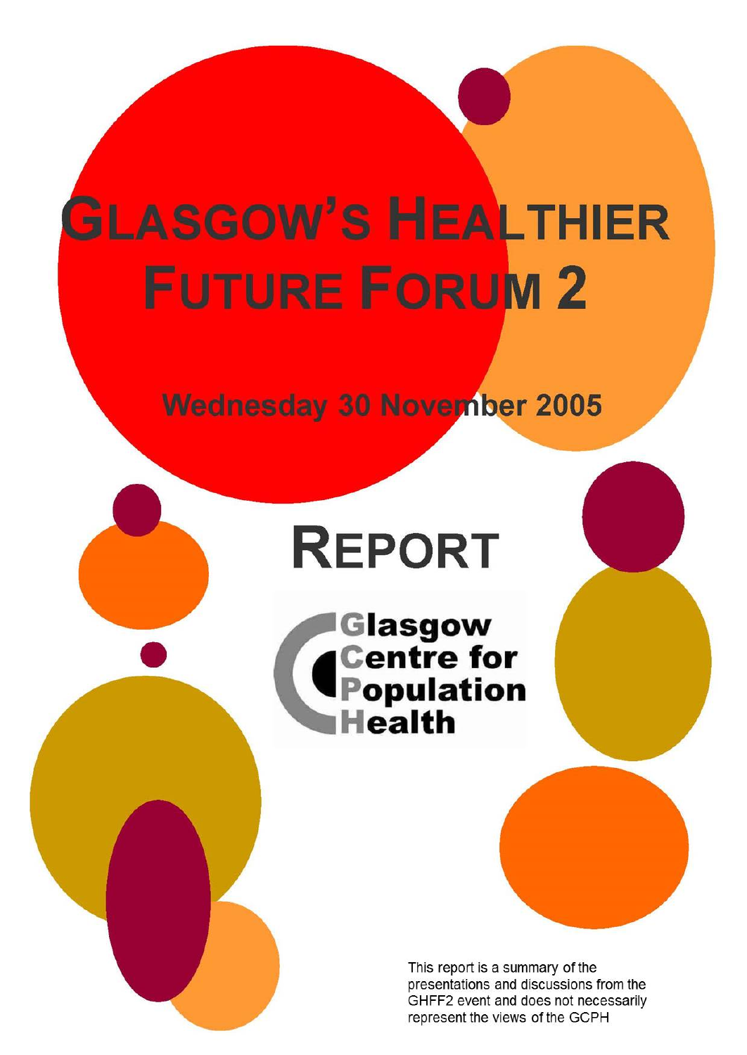# Glasgow's Healthier Future Forum 2

Wednesday 30 November 2005

# Report

Glasgow Centre for Population Health

This report is a summary of the presentations and discussions from the GHFF2 event and does not necessarily represent the views of the GCPH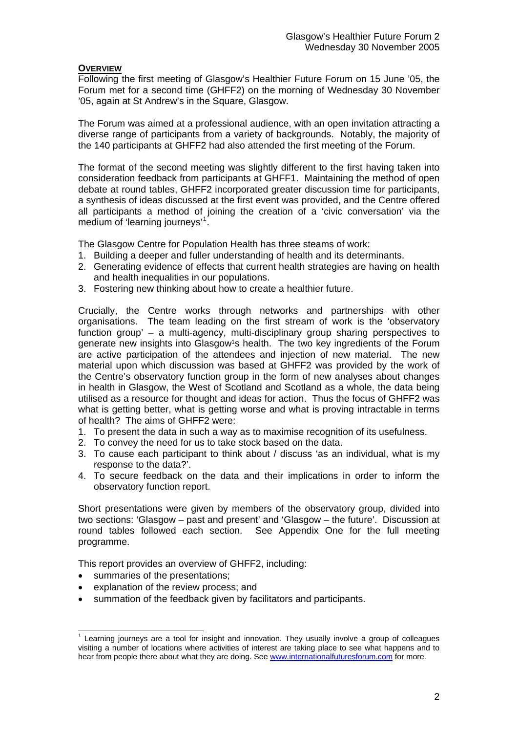## OVERVIEW

Following the first meeting of Glasgow's Healthier Future Forum on 15 June '05, the Forum met for a second time (GHFF2) on the morning of Wednesday 30 November '05, again at St Andrew's in the Square, Glasgow.

The Forum was aimed at a professional audience, with an open invitation attracting a diverse range of participants from a variety of backgrounds. Notably, the majority of the 140 participants at GHFF2 had also attended the first meeting of the Forum.

The format of the second meeting was slightly different to the first having taken into consideration feedback from participants at GHFF1. Maintaining the method of open debate at round tables, GHFF2 incorporated greater discussion time for participants, a synthesis of ideas discussed at the first event was provided, and the Centre offered all participants a method of joining the creation of a 'civic conversation' via the medium of 'learning journeys'[1].

The Glasgow Centre for Population Health has three steams of work:

1. Building a deeper and fuller understanding of health and its determinants.
2. Generating evidence of effects that current health strategies are having on health and health inequalities in our populations.
3. Fostering new thinking about how to create a healthier future.

Crucially, the Centre works through networks and partnerships with other organisations. The team leading on the first stream of work is the 'observatory function group' – a multi-agency, multi-disciplinary group sharing perspectives to generate new insights into Glasgow¹s health. The two key ingredients of the Forum are active participation of the attendees and injection of new material. The new material upon which discussion was based at GHFF2 was provided by the work of the Centre's observatory function group in the form of new analyses about changes in health in Glasgow, the West of Scotland and Scotland as a whole, the data being utilised as a resource for thought and ideas for action. Thus the focus of GHFF2 was what is getting better, what is getting worse and what is proving intractable in terms of health? The aims of GHFF2 were:

1. To present the data in such a way as to maximise recognition of its usefulness.
2. To convey the need for us to take stock based on the data.
3. To cause each participant to think about / discuss 'as an individual, what is my response to the data?'.
4. To secure feedback on the data and their implications in order to inform the observatory function report.

Short presentations were given by members of the observatory group, divided into two sections: 'Glasgow – past and present' and 'Glasgow – the future'. Discussion at round tables followed each section. See Appendix One for the full meeting programme.

This report provides an overview of GHFF2, including:

- summaries of the presentations;
- explanation of the review process; and
- summation of the feedback given by facilitators and participants.

---

[1] Learning journeys are a tool for insight and innovation. They usually involve a group of colleagues visiting a number of locations where activities of interest are taking place to see what happens and to hear from people there about what they are doing. See www.internationalfuturesforum.com for more.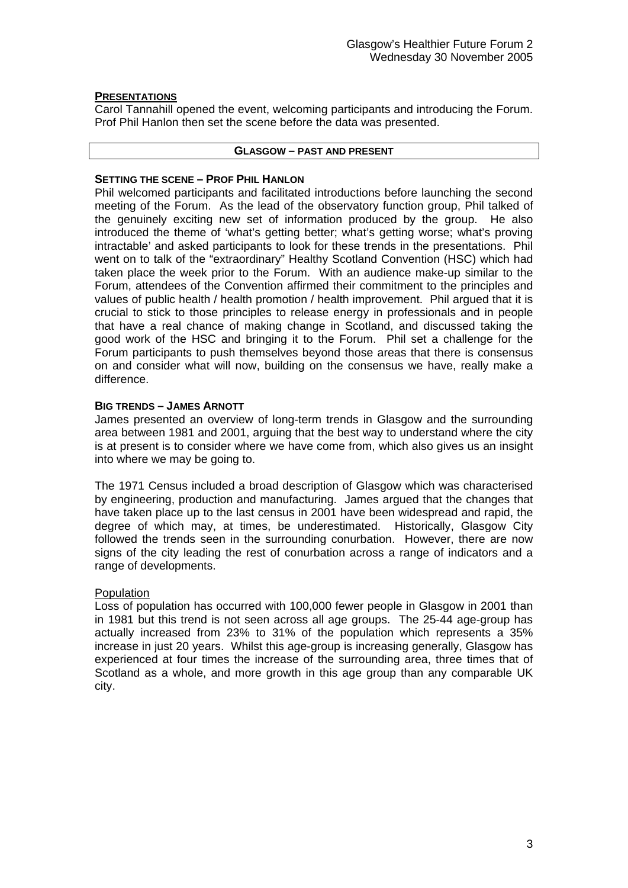## PRESENTATIONS

Carol Tannahill opened the event, welcoming participants and introducing the Forum. Prof Phil Hanlon then set the scene before the data was presented.

## GLASGOW – PAST AND PRESENT

### SETTING THE SCENE – PROF PHIL HANLON

Phil welcomed participants and facilitated introductions before launching the second meeting of the Forum. As the lead of the observatory function group, Phil talked of the genuinely exciting new set of information produced by the group. He also introduced the theme of 'what's getting better; what's getting worse; what's proving intractable' and asked participants to look for these trends in the presentations. Phil went on to talk of the "extraordinary" Healthy Scotland Convention (HSC) which had taken place the week prior to the Forum. With an audience make-up similar to the Forum, attendees of the Convention affirmed their commitment to the principles and values of public health / health promotion / health improvement. Phil argued that it is crucial to stick to those principles to release energy in professionals and in people that have a real chance of making change in Scotland, and discussed taking the good work of the HSC and bringing it to the Forum. Phil set a challenge for the Forum participants to push themselves beyond those areas that there is consensus on and consider what will now, building on the consensus we have, really make a difference.

### BIG TRENDS – JAMES ARNOTT

James presented an overview of long-term trends in Glasgow and the surrounding area between 1981 and 2001, arguing that the best way to understand where the city is at present is to consider where we have come from, which also gives us an insight into where we may be going to.

The 1971 Census included a broad description of Glasgow which was characterised by engineering, production and manufacturing. James argued that the changes that have taken place up to the last census in 2001 have been widespread and rapid, the degree of which may, at times, be underestimated. Historically, Glasgow City followed the trends seen in the surrounding conurbation. However, there are now signs of the city leading the rest of conurbation across a range of indicators and a range of developments.

#### Population

Loss of population has occurred with 100,000 fewer people in Glasgow in 2001 than in 1981 but this trend is not seen across all age groups. The 25-44 age-group has actually increased from 23% to 31% of the population which represents a 35% increase in just 20 years. Whilst this age-group is increasing generally, Glasgow has experienced at four times the increase of the surrounding area, three times that of Scotland as a whole, and more growth in this age group than any comparable UK city.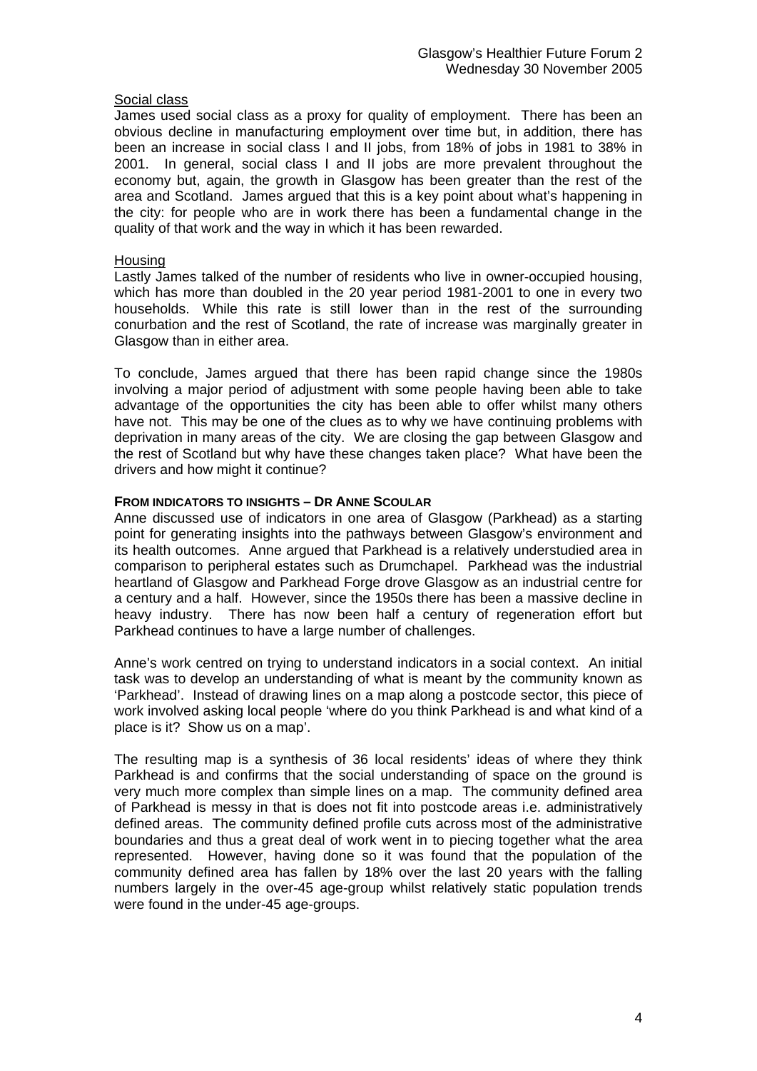Social class

James used social class as a proxy for quality of employment. There has been an obvious decline in manufacturing employment over time but, in addition, there has been an increase in social class I and II jobs, from 18% of jobs in 1981 to 38% in 2001. In general, social class I and II jobs are more prevalent throughout the economy but, again, the growth in Glasgow has been greater than the rest of the area and Scotland. James argued that this is a key point about what's happening in the city: for people who are in work there has been a fundamental change in the quality of that work and the way in which it has been rewarded.

Housing

Lastly James talked of the number of residents who live in owner-occupied housing, which has more than doubled in the 20 year period 1981-2001 to one in every two households. While this rate is still lower than in the rest of the surrounding conurbation and the rest of Scotland, the rate of increase was marginally greater in Glasgow than in either area.

To conclude, James argued that there has been rapid change since the 1980s involving a major period of adjustment with some people having been able to take advantage of the opportunities the city has been able to offer whilst many others have not. This may be one of the clues as to why we have continuing problems with deprivation in many areas of the city. We are closing the gap between Glasgow and the rest of Scotland but why have these changes taken place? What have been the drivers and how might it continue?

**FROM INDICATORS TO INSIGHTS – DR ANNE SCOULAR**

Anne discussed use of indicators in one area of Glasgow (Parkhead) as a starting point for generating insights into the pathways between Glasgow's environment and its health outcomes. Anne argued that Parkhead is a relatively understudied area in comparison to peripheral estates such as Drumchapel. Parkhead was the industrial heartland of Glasgow and Parkhead Forge drove Glasgow as an industrial centre for a century and a half. However, since the 1950s there has been a massive decline in heavy industry. There has now been half a century of regeneration effort but Parkhead continues to have a large number of challenges.

Anne's work centred on trying to understand indicators in a social context. An initial task was to develop an understanding of what is meant by the community known as 'Parkhead'. Instead of drawing lines on a map along a postcode sector, this piece of work involved asking local people 'where do you think Parkhead is and what kind of a place is it? Show us on a map'.

The resulting map is a synthesis of 36 local residents' ideas of where they think Parkhead is and confirms that the social understanding of space on the ground is very much more complex than simple lines on a map. The community defined area of Parkhead is messy in that is does not fit into postcode areas i.e. administratively defined areas. The community defined profile cuts across most of the administrative boundaries and thus a great deal of work went in to piecing together what the area represented. However, having done so it was found that the population of the community defined area has fallen by 18% over the last 20 years with the falling numbers largely in the over-45 age-group whilst relatively static population trends were found in the under-45 age-groups.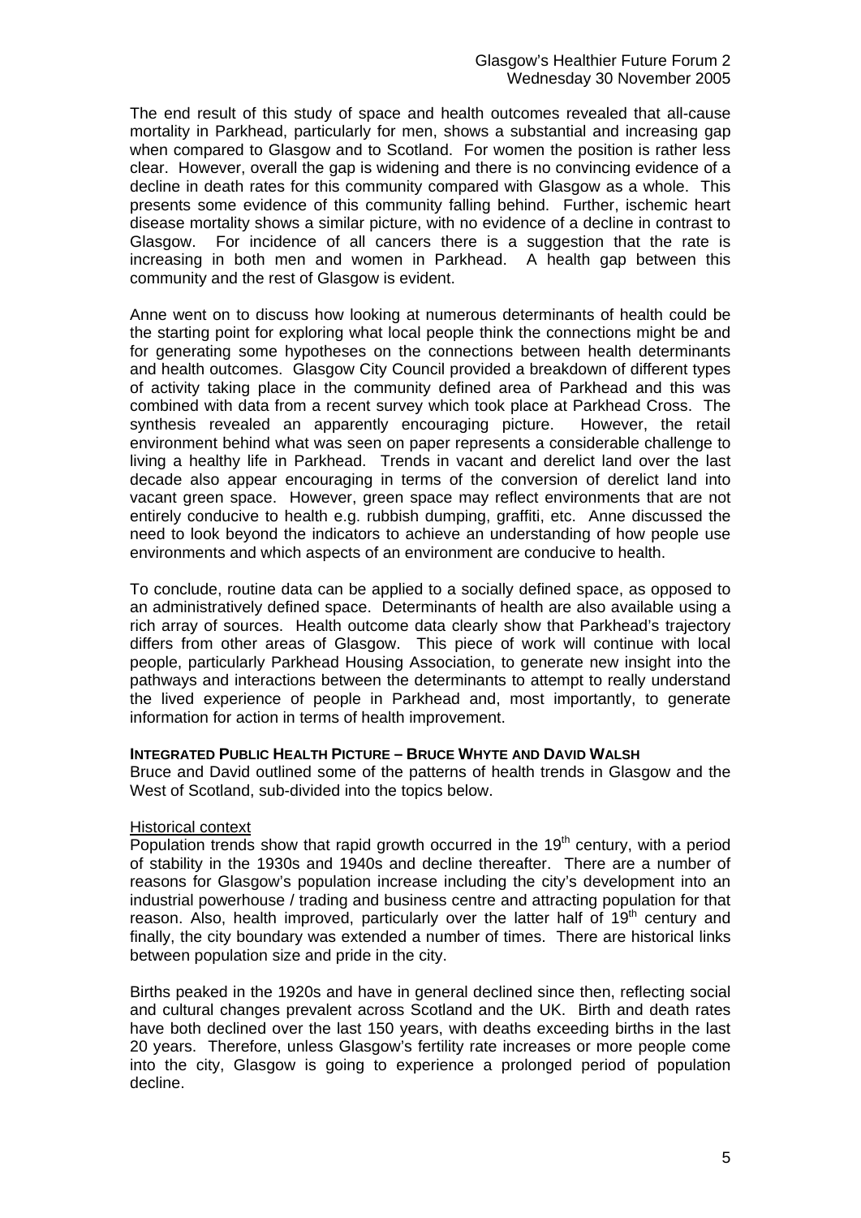The end result of this study of space and health outcomes revealed that all-cause mortality in Parkhead, particularly for men, shows a substantial and increasing gap when compared to Glasgow and to Scotland. For women the position is rather less clear. However, overall the gap is widening and there is no convincing evidence of a decline in death rates for this community compared with Glasgow as a whole. This presents some evidence of this community falling behind. Further, ischemic heart disease mortality shows a similar picture, with no evidence of a decline in contrast to Glasgow. For incidence of all cancers there is a suggestion that the rate is increasing in both men and women in Parkhead. A health gap between this community and the rest of Glasgow is evident.

Anne went on to discuss how looking at numerous determinants of health could be the starting point for exploring what local people think the connections might be and for generating some hypotheses on the connections between health determinants and health outcomes. Glasgow City Council provided a breakdown of different types of activity taking place in the community defined area of Parkhead and this was combined with data from a recent survey which took place at Parkhead Cross. The synthesis revealed an apparently encouraging picture. However, the retail environment behind what was seen on paper represents a considerable challenge to living a healthy life in Parkhead. Trends in vacant and derelict land over the last decade also appear encouraging in terms of the conversion of derelict land into vacant green space. However, green space may reflect environments that are not entirely conducive to health e.g. rubbish dumping, graffiti, etc. Anne discussed the need to look beyond the indicators to achieve an understanding of how people use environments and which aspects of an environment are conducive to health.

To conclude, routine data can be applied to a socially defined space, as opposed to an administratively defined space. Determinants of health are also available using a rich array of sources. Health outcome data clearly show that Parkhead's trajectory differs from other areas of Glasgow. This piece of work will continue with local people, particularly Parkhead Housing Association, to generate new insight into the pathways and interactions between the determinants to attempt to really understand the lived experience of people in Parkhead and, most importantly, to generate information for action in terms of health improvement.

### Integrated Public Health Picture – Bruce Whyte and David Walsh

Bruce and David outlined some of the patterns of health trends in Glasgow and the West of Scotland, sub-divided into the topics below.

#### Historical context

Population trends show that rapid growth occurred in the 19th century, with a period of stability in the 1930s and 1940s and decline thereafter. There are a number of reasons for Glasgow's population increase including the city's development into an industrial powerhouse / trading and business centre and attracting population for that reason. Also, health improved, particularly over the latter half of 19th century and finally, the city boundary was extended a number of times. There are historical links between population size and pride in the city.

Births peaked in the 1920s and have in general declined since then, reflecting social and cultural changes prevalent across Scotland and the UK. Birth and death rates have both declined over the last 150 years, with deaths exceeding births in the last 20 years. Therefore, unless Glasgow's fertility rate increases or more people come into the city, Glasgow is going to experience a prolonged period of population decline.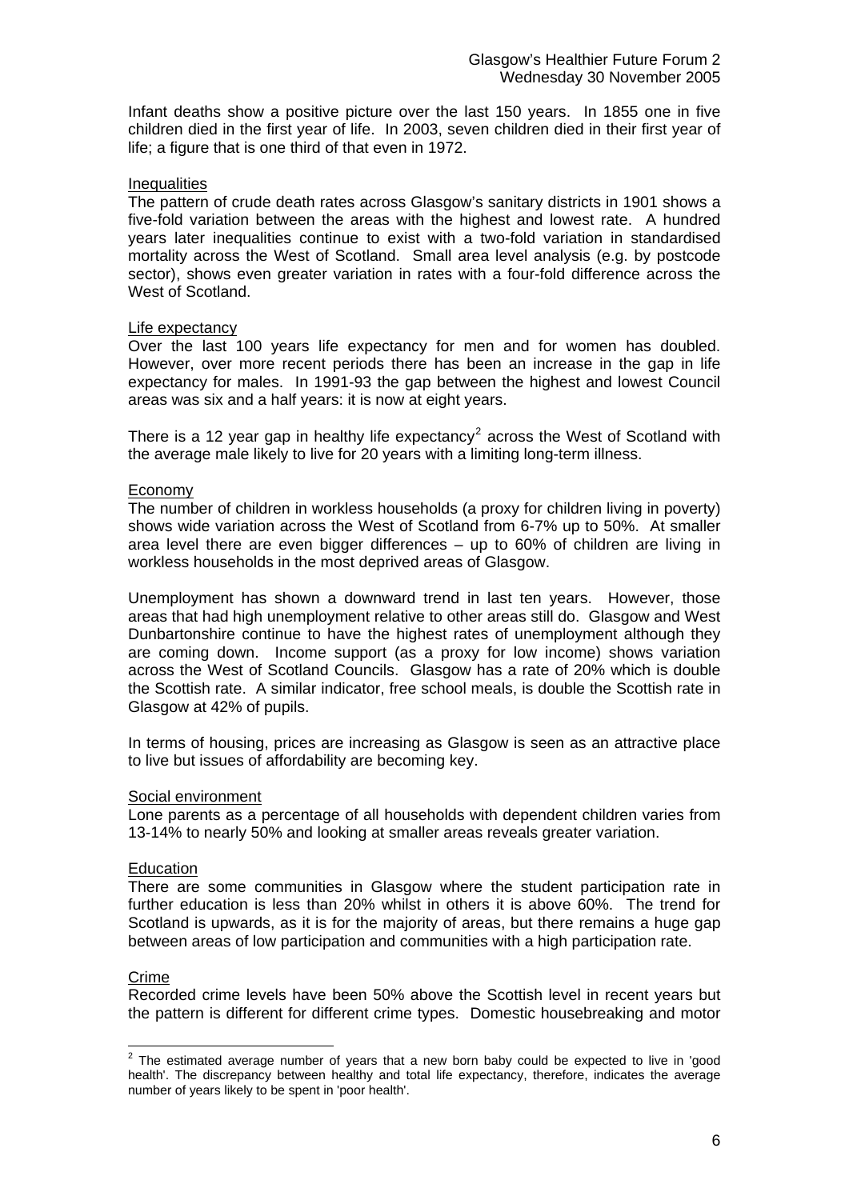Infant deaths show a positive picture over the last 150 years. In 1855 one in five children died in the first year of life. In 2003, seven children died in their first year of life; a figure that is one third of that even in 1972.

### Inequalities

The pattern of crude death rates across Glasgow's sanitary districts in 1901 shows a five-fold variation between the areas with the highest and lowest rate. A hundred years later inequalities continue to exist with a two-fold variation in standardised mortality across the West of Scotland. Small area level analysis (e.g. by postcode sector), shows even greater variation in rates with a four-fold difference across the West of Scotland.

### Life expectancy

Over the last 100 years life expectancy for men and for women has doubled. However, over more recent periods there has been an increase in the gap in life expectancy for males. In 1991-93 the gap between the highest and lowest Council areas was six and a half years: it is now at eight years.

There is a 12 year gap in healthy life expectancy[2] across the West of Scotland with the average male likely to live for 20 years with a limiting long-term illness.

### Economy

The number of children in workless households (a proxy for children living in poverty) shows wide variation across the West of Scotland from 6-7% up to 50%. At smaller area level there are even bigger differences – up to 60% of children are living in workless households in the most deprived areas of Glasgow.

Unemployment has shown a downward trend in last ten years. However, those areas that had high unemployment relative to other areas still do. Glasgow and West Dunbartonshire continue to have the highest rates of unemployment although they are coming down. Income support (as a proxy for low income) shows variation across the West of Scotland Councils. Glasgow has a rate of 20% which is double the Scottish rate. A similar indicator, free school meals, is double the Scottish rate in Glasgow at 42% of pupils.

In terms of housing, prices are increasing as Glasgow is seen as an attractive place to live but issues of affordability are becoming key.

### Social environment

Lone parents as a percentage of all households with dependent children varies from 13-14% to nearly 50% and looking at smaller areas reveals greater variation.

### Education

There are some communities in Glasgow where the student participation rate in further education is less than 20% whilst in others it is above 60%. The trend for Scotland is upwards, as it is for the majority of areas, but there remains a huge gap between areas of low participation and communities with a high participation rate.

### Crime

Recorded crime levels have been 50% above the Scottish level in recent years but the pattern is different for different crime types. Domestic housebreaking and motor

---

[2] The estimated average number of years that a new born baby could be expected to live in 'good health'. The discrepancy between healthy and total life expectancy, therefore, indicates the average number of years likely to be spent in 'poor health'.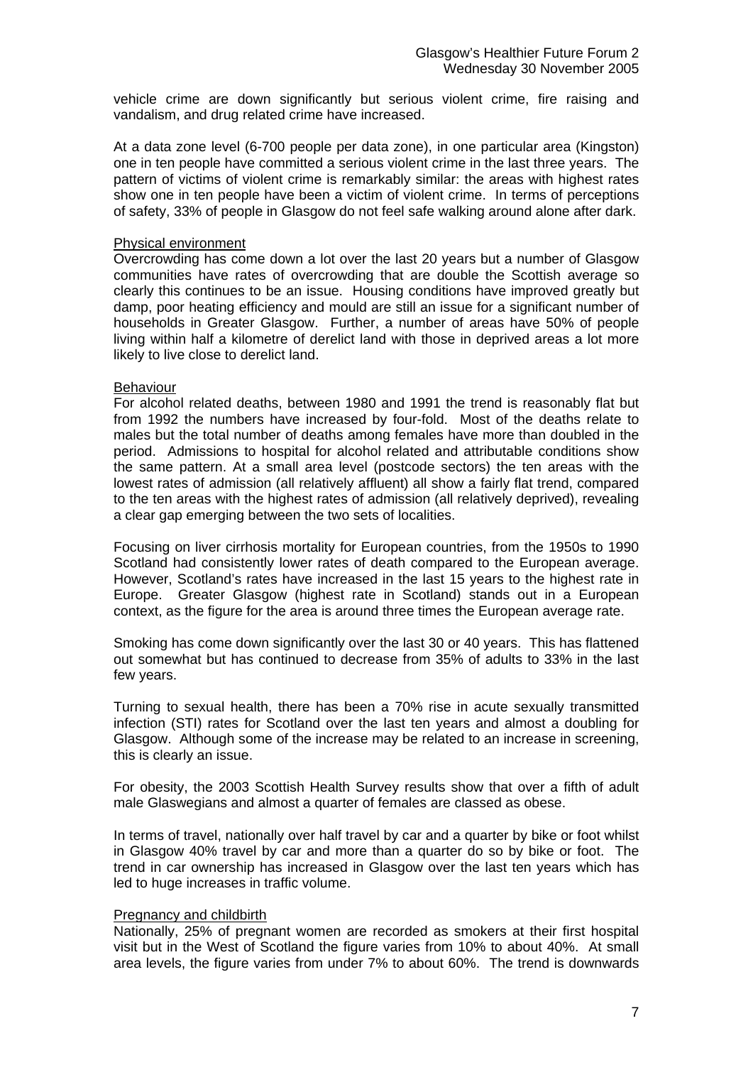vehicle crime are down significantly but serious violent crime, fire raising and vandalism, and drug related crime have increased.

At a data zone level (6-700 people per data zone), in one particular area (Kingston) one in ten people have committed a serious violent crime in the last three years. The pattern of victims of violent crime is remarkably similar: the areas with highest rates show one in ten people have been a victim of violent crime. In terms of perceptions of safety, 33% of people in Glasgow do not feel safe walking around alone after dark.

Physical environment

Overcrowding has come down a lot over the last 20 years but a number of Glasgow communities have rates of overcrowding that are double the Scottish average so clearly this continues to be an issue. Housing conditions have improved greatly but damp, poor heating efficiency and mould are still an issue for a significant number of households in Greater Glasgow. Further, a number of areas have 50% of people living within half a kilometre of derelict land with those in deprived areas a lot more likely to live close to derelict land.

Behaviour

For alcohol related deaths, between 1980 and 1991 the trend is reasonably flat but from 1992 the numbers have increased by four-fold. Most of the deaths relate to males but the total number of deaths among females have more than doubled in the period. Admissions to hospital for alcohol related and attributable conditions show the same pattern. At a small area level (postcode sectors) the ten areas with the lowest rates of admission (all relatively affluent) all show a fairly flat trend, compared to the ten areas with the highest rates of admission (all relatively deprived), revealing a clear gap emerging between the two sets of localities.

Focusing on liver cirrhosis mortality for European countries, from the 1950s to 1990 Scotland had consistently lower rates of death compared to the European average. However, Scotland's rates have increased in the last 15 years to the highest rate in Europe. Greater Glasgow (highest rate in Scotland) stands out in a European context, as the figure for the area is around three times the European average rate.

Smoking has come down significantly over the last 30 or 40 years. This has flattened out somewhat but has continued to decrease from 35% of adults to 33% in the last few years.

Turning to sexual health, there has been a 70% rise in acute sexually transmitted infection (STI) rates for Scotland over the last ten years and almost a doubling for Glasgow. Although some of the increase may be related to an increase in screening, this is clearly an issue.

For obesity, the 2003 Scottish Health Survey results show that over a fifth of adult male Glaswegians and almost a quarter of females are classed as obese.

In terms of travel, nationally over half travel by car and a quarter by bike or foot whilst in Glasgow 40% travel by car and more than a quarter do so by bike or foot. The trend in car ownership has increased in Glasgow over the last ten years which has led to huge increases in traffic volume.

Pregnancy and childbirth

Nationally, 25% of pregnant women are recorded as smokers at their first hospital visit but in the West of Scotland the figure varies from 10% to about 40%. At small area levels, the figure varies from under 7% to about 60%. The trend is downwards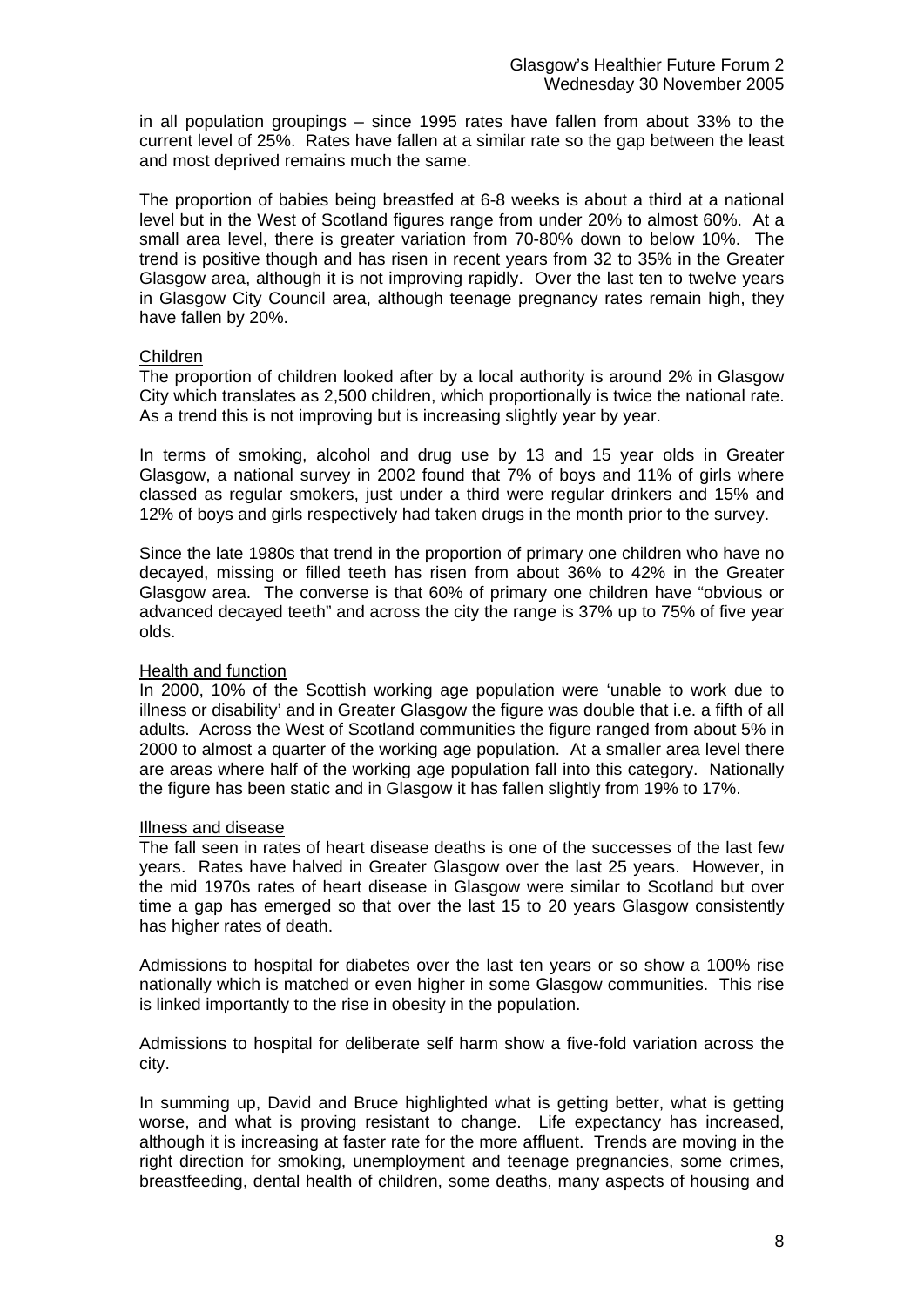in all population groupings – since 1995 rates have fallen from about 33% to the current level of 25%. Rates have fallen at a similar rate so the gap between the least and most deprived remains much the same.

The proportion of babies being breastfed at 6-8 weeks is about a third at a national level but in the West of Scotland figures range from under 20% to almost 60%. At a small area level, there is greater variation from 70-80% down to below 10%. The trend is positive though and has risen in recent years from 32 to 35% in the Greater Glasgow area, although it is not improving rapidly. Over the last ten to twelve years in Glasgow City Council area, although teenage pregnancy rates remain high, they have fallen by 20%.

Children

The proportion of children looked after by a local authority is around 2% in Glasgow City which translates as 2,500 children, which proportionally is twice the national rate. As a trend this is not improving but is increasing slightly year by year.

In terms of smoking, alcohol and drug use by 13 and 15 year olds in Greater Glasgow, a national survey in 2002 found that 7% of boys and 11% of girls where classed as regular smokers, just under a third were regular drinkers and 15% and 12% of boys and girls respectively had taken drugs in the month prior to the survey.

Since the late 1980s that trend in the proportion of primary one children who have no decayed, missing or filled teeth has risen from about 36% to 42% in the Greater Glasgow area. The converse is that 60% of primary one children have "obvious or advanced decayed teeth" and across the city the range is 37% up to 75% of five year olds.

Health and function

In 2000, 10% of the Scottish working age population were 'unable to work due to illness or disability' and in Greater Glasgow the figure was double that i.e. a fifth of all adults. Across the West of Scotland communities the figure ranged from about 5% in 2000 to almost a quarter of the working age population. At a smaller area level there are areas where half of the working age population fall into this category. Nationally the figure has been static and in Glasgow it has fallen slightly from 19% to 17%.

Illness and disease

The fall seen in rates of heart disease deaths is one of the successes of the last few years. Rates have halved in Greater Glasgow over the last 25 years. However, in the mid 1970s rates of heart disease in Glasgow were similar to Scotland but over time a gap has emerged so that over the last 15 to 20 years Glasgow consistently has higher rates of death.

Admissions to hospital for diabetes over the last ten years or so show a 100% rise nationally which is matched or even higher in some Glasgow communities. This rise is linked importantly to the rise in obesity in the population.

Admissions to hospital for deliberate self harm show a five-fold variation across the city.

In summing up, David and Bruce highlighted what is getting better, what is getting worse, and what is proving resistant to change. Life expectancy has increased, although it is increasing at faster rate for the more affluent. Trends are moving in the right direction for smoking, unemployment and teenage pregnancies, some crimes, breastfeeding, dental health of children, some deaths, many aspects of housing and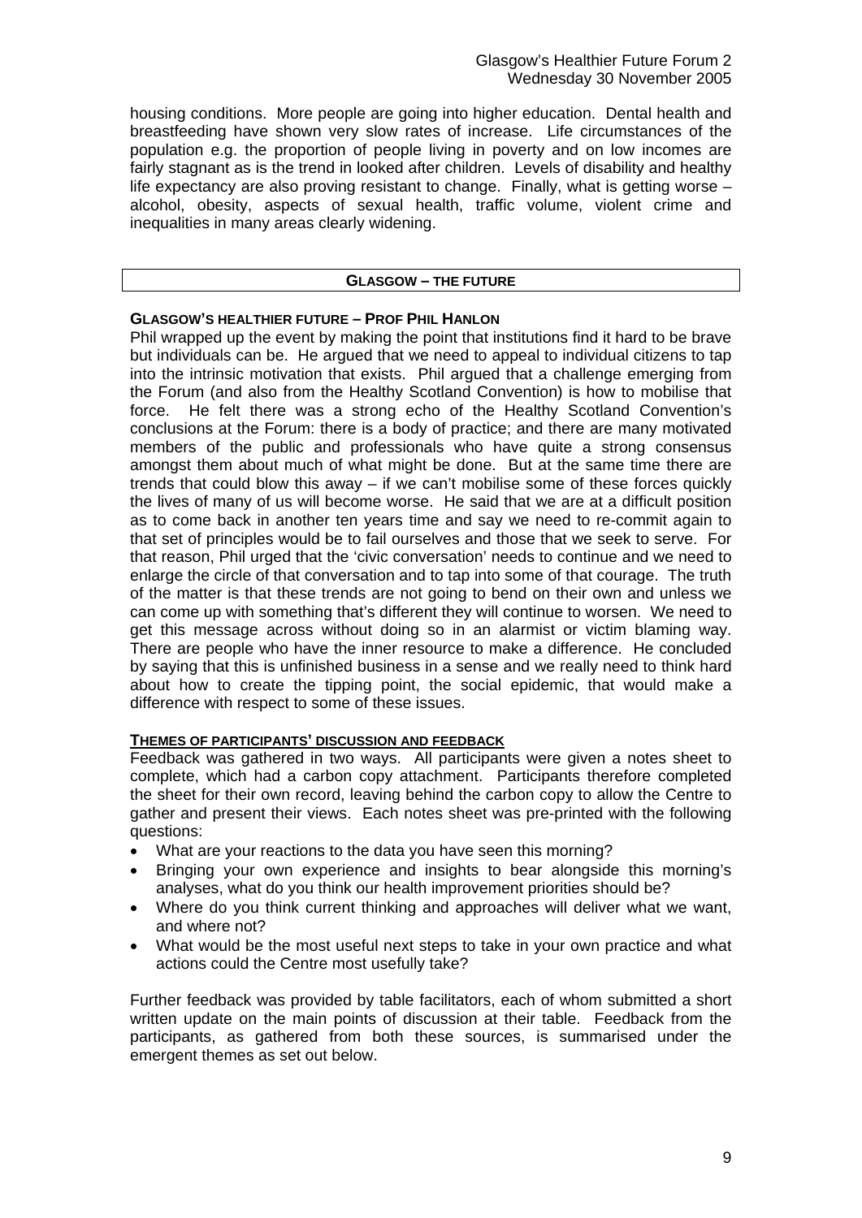housing conditions. More people are going into higher education. Dental health and breastfeeding have shown very slow rates of increase. Life circumstances of the population e.g. the proportion of people living in poverty and on low incomes are fairly stagnant as is the trend in looked after children. Levels of disability and healthy life expectancy are also proving resistant to change. Finally, what is getting worse – alcohol, obesity, aspects of sexual health, traffic volume, violent crime and inequalities in many areas clearly widening.

## GLASGOW – THE FUTURE

### GLASGOW'S HEALTHIER FUTURE – PROF PHIL HANLON

Phil wrapped up the event by making the point that institutions find it hard to be brave but individuals can be. He argued that we need to appeal to individual citizens to tap into the intrinsic motivation that exists. Phil argued that a challenge emerging from the Forum (and also from the Healthy Scotland Convention) is how to mobilise that force. He felt there was a strong echo of the Healthy Scotland Convention's conclusions at the Forum: there is a body of practice; and there are many motivated members of the public and professionals who have quite a strong consensus amongst them about much of what might be done. But at the same time there are trends that could blow this away – if we can't mobilise some of these forces quickly the lives of many of us will become worse. He said that we are at a difficult position as to come back in another ten years time and say we need to re-commit again to that set of principles would be to fail ourselves and those that we seek to serve. For that reason, Phil urged that the 'civic conversation' needs to continue and we need to enlarge the circle of that conversation and to tap into some of that courage. The truth of the matter is that these trends are not going to bend on their own and unless we can come up with something that's different they will continue to worsen. We need to get this message across without doing so in an alarmist or victim blaming way. There are people who have the inner resource to make a difference. He concluded by saying that this is unfinished business in a sense and we really need to think hard about how to create the tipping point, the social epidemic, that would make a difference with respect to some of these issues.

### THEMES OF PARTICIPANTS' DISCUSSION AND FEEDBACK

Feedback was gathered in two ways. All participants were given a notes sheet to complete, which had a carbon copy attachment. Participants therefore completed the sheet for their own record, leaving behind the carbon copy to allow the Centre to gather and present their views. Each notes sheet was pre-printed with the following questions:

- What are your reactions to the data you have seen this morning?
- Bringing your own experience and insights to bear alongside this morning's analyses, what do you think our health improvement priorities should be?
- Where do you think current thinking and approaches will deliver what we want, and where not?
- What would be the most useful next steps to take in your own practice and what actions could the Centre most usefully take?

Further feedback was provided by table facilitators, each of whom submitted a short written update on the main points of discussion at their table. Feedback from the participants, as gathered from both these sources, is summarised under the emergent themes as set out below.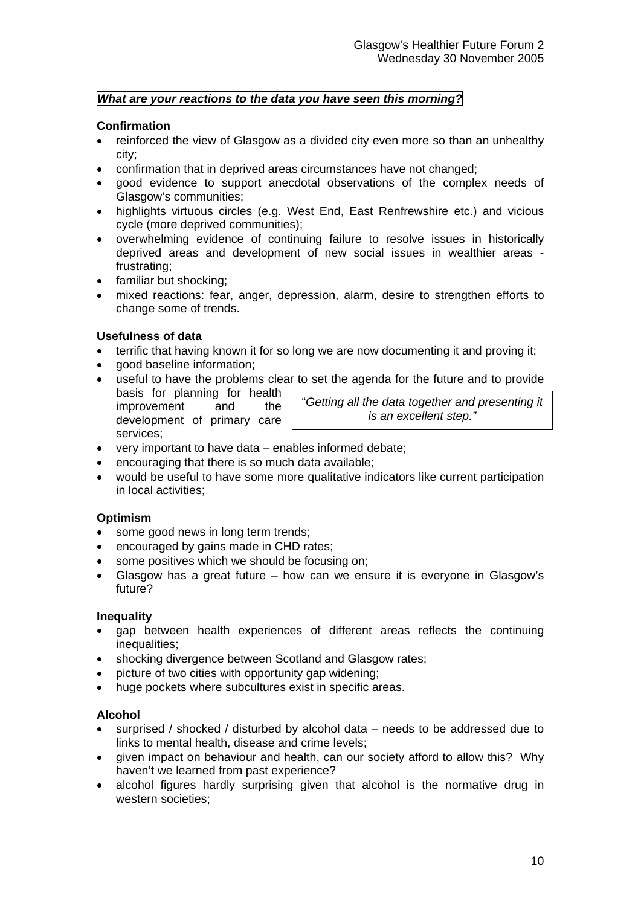*What are your reactions to the data you have seen this morning?*

**Confirmation**

- reinforced the view of Glasgow as a divided city even more so than an unhealthy city;
- confirmation that in deprived areas circumstances have not changed;
- good evidence to support anecdotal observations of the complex needs of Glasgow's communities;
- highlights virtuous circles (e.g. West End, East Renfrewshire etc.) and vicious cycle (more deprived communities);
- overwhelming evidence of continuing failure to resolve issues in historically deprived areas and development of new social issues in wealthier areas - frustrating;
- familiar but shocking;
- mixed reactions: fear, anger, depression, alarm, desire to strengthen efforts to change some of trends.

**Usefulness of data**

- terrific that having known it for so long we are now documenting it and proving it;
- good baseline information;
- useful to have the problems clear to set the agenda for the future and to provide basis for planning for health improvement and the development of primary care services;
- very important to have data – enables informed debate;
- encouraging that there is so much data available;
- would be useful to have some more qualitative indicators like current participation in local activities;

> "*Getting all the data together and presenting it is an excellent step."*

**Optimism**

- some good news in long term trends;
- encouraged by gains made in CHD rates;
- some positives which we should be focusing on;
- Glasgow has a great future – how can we ensure it is everyone in Glasgow's future?

**Inequality**

- gap between health experiences of different areas reflects the continuing inequalities;
- shocking divergence between Scotland and Glasgow rates;
- picture of two cities with opportunity gap widening;
- huge pockets where subcultures exist in specific areas.

**Alcohol**

- surprised / shocked / disturbed by alcohol data – needs to be addressed due to links to mental health, disease and crime levels;
- given impact on behaviour and health, can our society afford to allow this? Why haven't we learned from past experience?
- alcohol figures hardly surprising given that alcohol is the normative drug in western societies;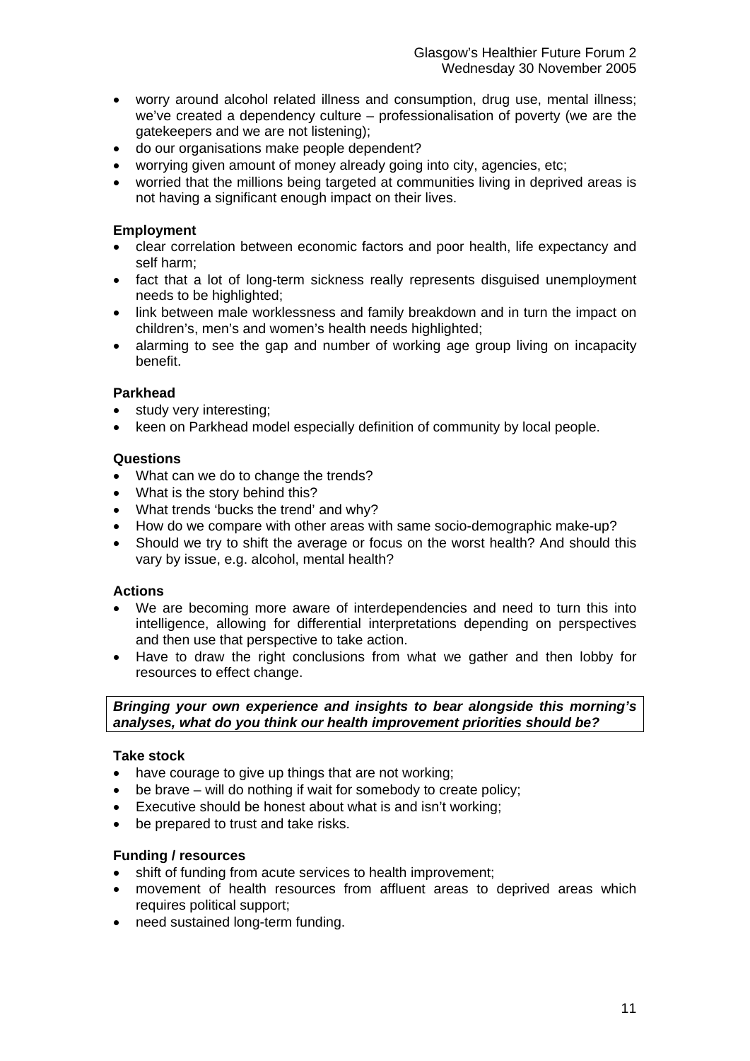- worry around alcohol related illness and consumption, drug use, mental illness; we've created a dependency culture – professionalisation of poverty (we are the gatekeepers and we are not listening);
- do our organisations make people dependent?
- worrying given amount of money already going into city, agencies, etc;
- worried that the millions being targeted at communities living in deprived areas is not having a significant enough impact on their lives.

**Employment**

- clear correlation between economic factors and poor health, life expectancy and self harm;
- fact that a lot of long-term sickness really represents disguised unemployment needs to be highlighted;
- link between male worklessness and family breakdown and in turn the impact on children's, men's and women's health needs highlighted;
- alarming to see the gap and number of working age group living on incapacity benefit.

**Parkhead**

- study very interesting;
- keen on Parkhead model especially definition of community by local people.

**Questions**

- What can we do to change the trends?
- What is the story behind this?
- What trends 'bucks the trend' and why?
- How do we compare with other areas with same socio-demographic make-up?
- Should we try to shift the average or focus on the worst health? And should this vary by issue, e.g. alcohol, mental health?

**Actions**

- We are becoming more aware of interdependencies and need to turn this into intelligence, allowing for differential interpretations depending on perspectives and then use that perspective to take action.
- Have to draw the right conclusions from what we gather and then lobby for resources to effect change.

***Bringing your own experience and insights to bear alongside this morning's analyses, what do you think our health improvement priorities should be?***

**Take stock**

- have courage to give up things that are not working;
- be brave – will do nothing if wait for somebody to create policy;
- Executive should be honest about what is and isn't working;
- be prepared to trust and take risks.

**Funding / resources**

- shift of funding from acute services to health improvement;
- movement of health resources from affluent areas to deprived areas which requires political support;
- need sustained long-term funding.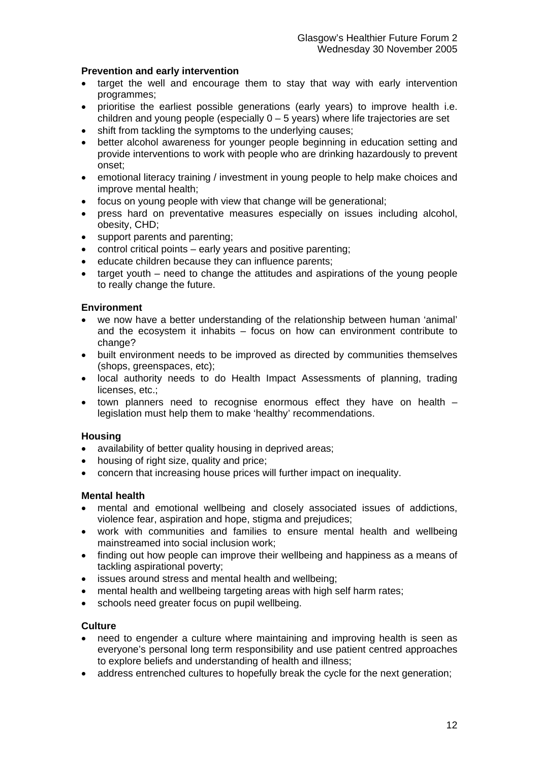**Prevention and early intervention**

- target the well and encourage them to stay that way with early intervention programmes;
- prioritise the earliest possible generations (early years) to improve health i.e. children and young people (especially 0 – 5 years) where life trajectories are set
- shift from tackling the symptoms to the underlying causes;
- better alcohol awareness for younger people beginning in education setting and provide interventions to work with people who are drinking hazardously to prevent onset;
- emotional literacy training / investment in young people to help make choices and improve mental health;
- focus on young people with view that change will be generational;
- press hard on preventative measures especially on issues including alcohol, obesity, CHD;
- support parents and parenting;
- control critical points – early years and positive parenting;
- educate children because they can influence parents;
- target youth – need to change the attitudes and aspirations of the young people to really change the future.

**Environment**

- we now have a better understanding of the relationship between human 'animal' and the ecosystem it inhabits – focus on how can environment contribute to change?
- built environment needs to be improved as directed by communities themselves (shops, greenspaces, etc);
- local authority needs to do Health Impact Assessments of planning, trading licenses, etc.;
- town planners need to recognise enormous effect they have on health – legislation must help them to make 'healthy' recommendations.

**Housing**

- availability of better quality housing in deprived areas;
- housing of right size, quality and price;
- concern that increasing house prices will further impact on inequality.

**Mental health**

- mental and emotional wellbeing and closely associated issues of addictions, violence fear, aspiration and hope, stigma and prejudices;
- work with communities and families to ensure mental health and wellbeing mainstreamed into social inclusion work;
- finding out how people can improve their wellbeing and happiness as a means of tackling aspirational poverty;
- issues around stress and mental health and wellbeing;
- mental health and wellbeing targeting areas with high self harm rates;
- schools need greater focus on pupil wellbeing.

**Culture**

- need to engender a culture where maintaining and improving health is seen as everyone's personal long term responsibility and use patient centred approaches to explore beliefs and understanding of health and illness;
- address entrenched cultures to hopefully break the cycle for the next generation;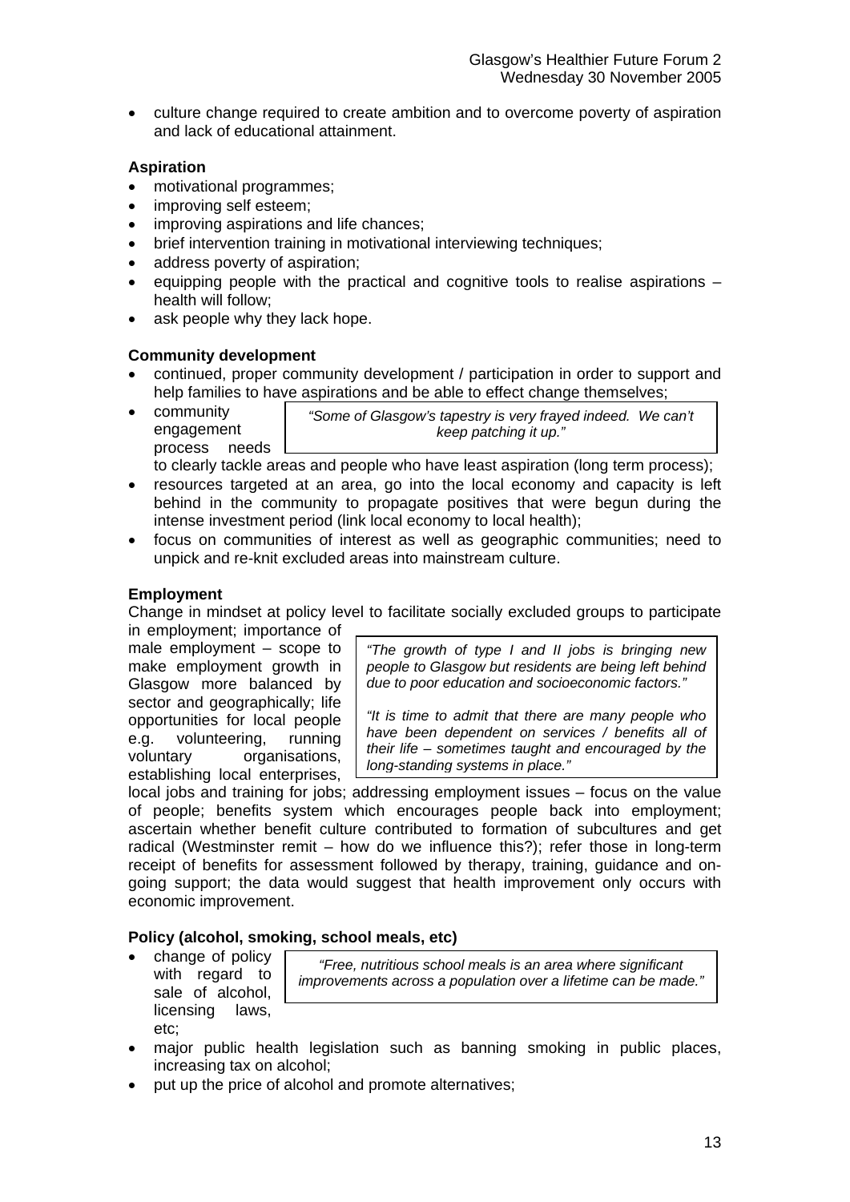- culture change required to create ambition and to overcome poverty of aspiration and lack of educational attainment.

**Aspiration**

- motivational programmes;
- improving self esteem;
- improving aspirations and life chances;
- brief intervention training in motivational interviewing techniques;
- address poverty of aspiration;
- equipping people with the practical and cognitive tools to realise aspirations – health will follow;
- ask people why they lack hope.

**Community development**

- continued, proper community development / participation in order to support and help families to have aspirations and be able to effect change themselves;
- community engagement process needs to clearly tackle areas and people who have least aspiration (long term process);
- resources targeted at an area, go into the local economy and capacity is left behind in the community to propagate positives that were begun during the intense investment period (link local economy to local health);
- focus on communities of interest as well as geographic communities; need to unpick and re-knit excluded areas into mainstream culture.

> *"Some of Glasgow's tapestry is very frayed indeed. We can't keep patching it up."*

**Employment**

Change in mindset at policy level to facilitate socially excluded groups to participate in employment; importance of male employment – scope to make employment growth in Glasgow more balanced by sector and geographically; life opportunities for local people e.g. volunteering, running voluntary organisations, establishing local enterprises, local jobs and training for jobs; addressing employment issues – focus on the value of people; benefits system which encourages people back into employment; ascertain whether benefit culture contributed to formation of subcultures and get radical (Westminster remit – how do we influence this?); refer those in long-term receipt of benefits for assessment followed by therapy, training, guidance and on-going support; the data would suggest that health improvement only occurs with economic improvement.

> *"The growth of type I and II jobs is bringing new people to Glasgow but residents are being left behind due to poor education and socioeconomic factors."*
>
> *"It is time to admit that there are many people who have been dependent on services / benefits all of their life – sometimes taught and encouraged by the long-standing systems in place."*

**Policy (alcohol, smoking, school meals, etc)**

- change of policy with regard to sale of alcohol, licensing laws, etc;
- major public health legislation such as banning smoking in public places, increasing tax on alcohol;
- put up the price of alcohol and promote alternatives;

> *"Free, nutritious school meals is an area where significant improvements across a population over a lifetime can be made."*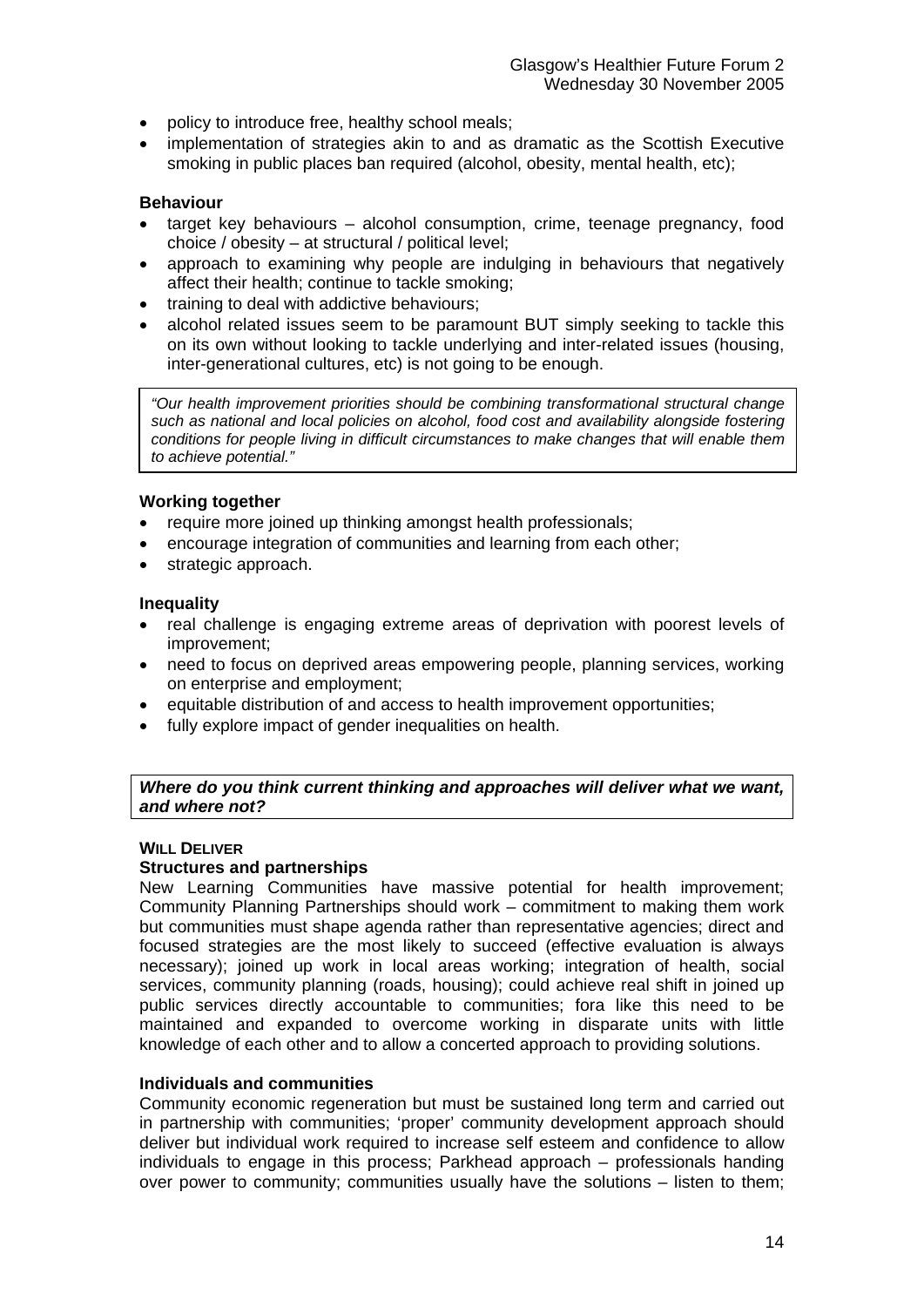- policy to introduce free, healthy school meals;
- implementation of strategies akin to and as dramatic as the Scottish Executive smoking in public places ban required (alcohol, obesity, mental health, etc);

**Behaviour**

- target key behaviours – alcohol consumption, crime, teenage pregnancy, food choice / obesity – at structural / political level;
- approach to examining why people are indulging in behaviours that negatively affect their health; continue to tackle smoking;
- training to deal with addictive behaviours;
- alcohol related issues seem to be paramount BUT simply seeking to tackle this on its own without looking to tackle underlying and inter-related issues (housing, inter-generational cultures, etc) is not going to be enough.

> *"Our health improvement priorities should be combining transformational structural change such as national and local policies on alcohol, food cost and availability alongside fostering conditions for people living in difficult circumstances to make changes that will enable them to achieve potential."*

**Working together**

- require more joined up thinking amongst health professionals;
- encourage integration of communities and learning from each other;
- strategic approach.

**Inequality**

- real challenge is engaging extreme areas of deprivation with poorest levels of improvement;
- need to focus on deprived areas empowering people, planning services, working on enterprise and employment;
- equitable distribution of and access to health improvement opportunities;
- fully explore impact of gender inequalities on health.

***Where do you think current thinking and approaches will deliver what we want, and where not?***

**WILL DELIVER**

**Structures and partnerships**

New Learning Communities have massive potential for health improvement; Community Planning Partnerships should work – commitment to making them work but communities must shape agenda rather than representative agencies; direct and focused strategies are the most likely to succeed (effective evaluation is always necessary); joined up work in local areas working; integration of health, social services, community planning (roads, housing); could achieve real shift in joined up public services directly accountable to communities; fora like this need to be maintained and expanded to overcome working in disparate units with little knowledge of each other and to allow a concerted approach to providing solutions.

**Individuals and communities**

Community economic regeneration but must be sustained long term and carried out in partnership with communities; 'proper' community development approach should deliver but individual work required to increase self esteem and confidence to allow individuals to engage in this process; Parkhead approach – professionals handing over power to community; communities usually have the solutions – listen to them;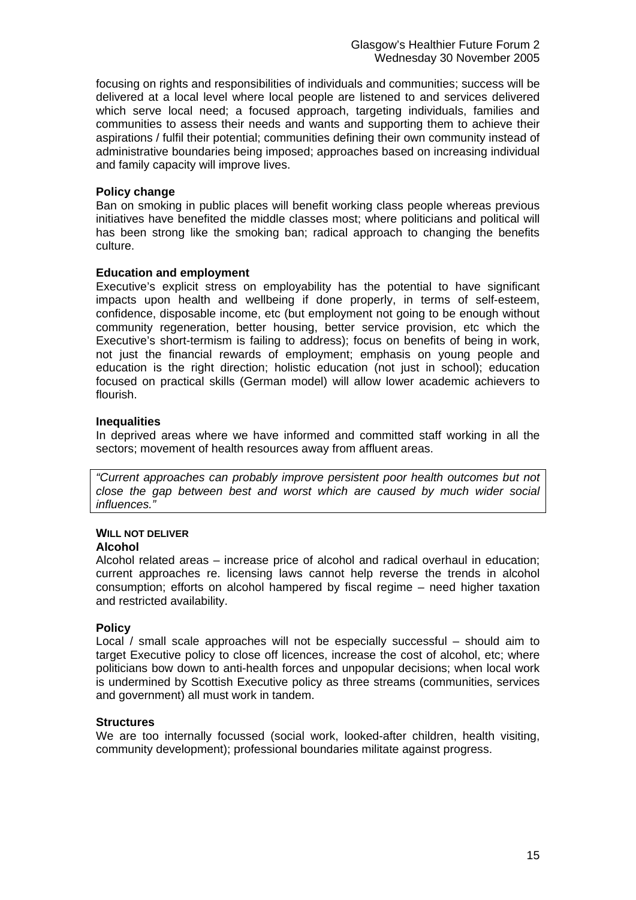focusing on rights and responsibilities of individuals and communities; success will be delivered at a local level where local people are listened to and services delivered which serve local need; a focused approach, targeting individuals, families and communities to assess their needs and wants and supporting them to achieve their aspirations / fulfil their potential; communities defining their own community instead of administrative boundaries being imposed; approaches based on increasing individual and family capacity will improve lives.

**Policy change**

Ban on smoking in public places will benefit working class people whereas previous initiatives have benefited the middle classes most; where politicians and political will has been strong like the smoking ban; radical approach to changing the benefits culture.

**Education and employment**

Executive's explicit stress on employability has the potential to have significant impacts upon health and wellbeing if done properly, in terms of self-esteem, confidence, disposable income, etc (but employment not going to be enough without community regeneration, better housing, better service provision, etc which the Executive's short-termism is failing to address); focus on benefits of being in work, not just the financial rewards of employment; emphasis on young people and education is the right direction; holistic education (not just in school); education focused on practical skills (German model) will allow lower academic achievers to flourish.

**Inequalities**

In deprived areas where we have informed and committed staff working in all the sectors; movement of health resources away from affluent areas.

> *"Current approaches can probably improve persistent poor health outcomes but not close the gap between best and worst which are caused by much wider social influences."*

**WILL NOT DELIVER**

**Alcohol**

Alcohol related areas – increase price of alcohol and radical overhaul in education; current approaches re. licensing laws cannot help reverse the trends in alcohol consumption; efforts on alcohol hampered by fiscal regime – need higher taxation and restricted availability.

**Policy**

Local / small scale approaches will not be especially successful – should aim to target Executive policy to close off licences, increase the cost of alcohol, etc; where politicians bow down to anti-health forces and unpopular decisions; when local work is undermined by Scottish Executive policy as three streams (communities, services and government) all must work in tandem.

**Structures**

We are too internally focussed (social work, looked-after children, health visiting, community development); professional boundaries militate against progress.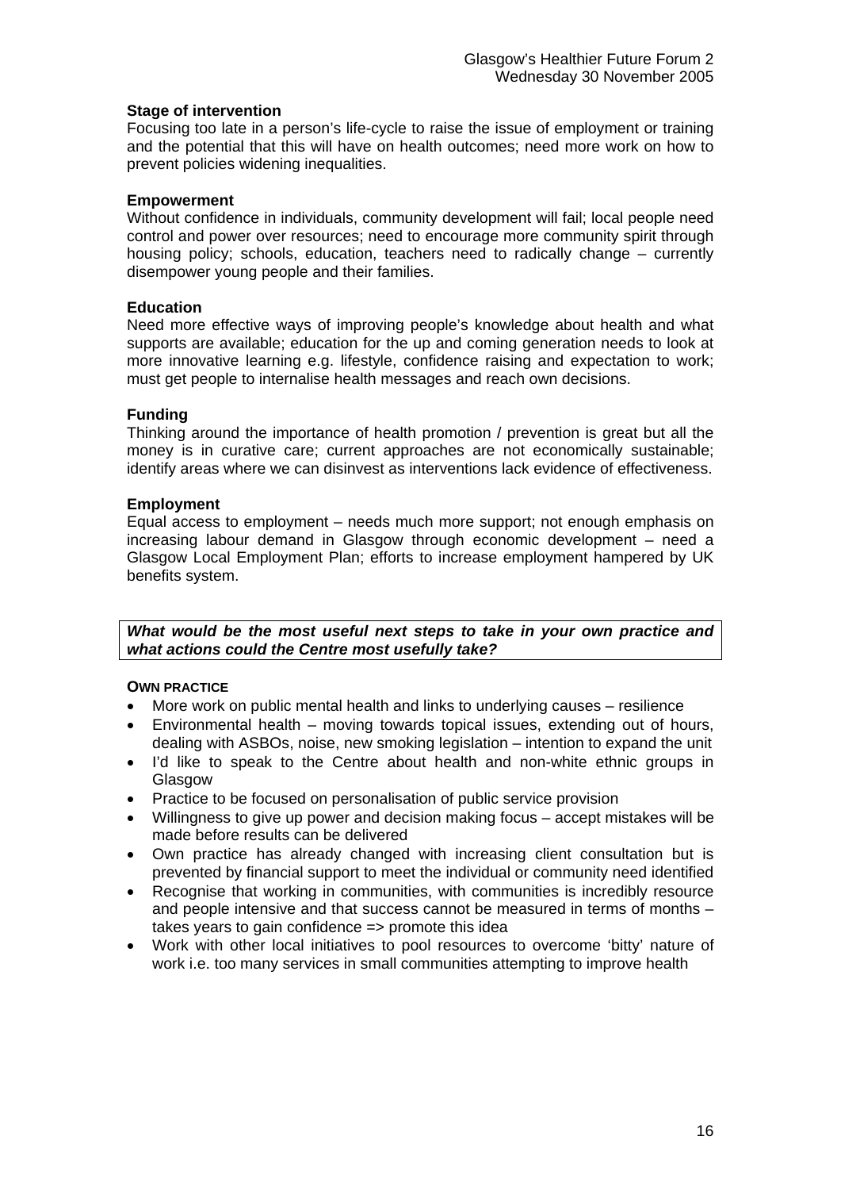**Stage of intervention**
Focusing too late in a person's life-cycle to raise the issue of employment or training and the potential that this will have on health outcomes; need more work on how to prevent policies widening inequalities.

**Empowerment**
Without confidence in individuals, community development will fail; local people need control and power over resources; need to encourage more community spirit through housing policy; schools, education, teachers need to radically change – currently disempower young people and their families.

**Education**
Need more effective ways of improving people's knowledge about health and what supports are available; education for the up and coming generation needs to look at more innovative learning e.g. lifestyle, confidence raising and expectation to work; must get people to internalise health messages and reach own decisions.

**Funding**
Thinking around the importance of health promotion / prevention is great but all the money is in curative care; current approaches are not economically sustainable; identify areas where we can disinvest as interventions lack evidence of effectiveness.

**Employment**
Equal access to employment – needs much more support; not enough emphasis on increasing labour demand in Glasgow through economic development – need a Glasgow Local Employment Plan; efforts to increase employment hampered by UK benefits system.

***What would be the most useful next steps to take in your own practice and what actions could the Centre most usefully take?***

**OWN PRACTICE**

- More work on public mental health and links to underlying causes – resilience
- Environmental health – moving towards topical issues, extending out of hours, dealing with ASBOs, noise, new smoking legislation – intention to expand the unit
- I'd like to speak to the Centre about health and non-white ethnic groups in Glasgow
- Practice to be focused on personalisation of public service provision
- Willingness to give up power and decision making focus – accept mistakes will be made before results can be delivered
- Own practice has already changed with increasing client consultation but is prevented by financial support to meet the individual or community need identified
- Recognise that working in communities, with communities is incredibly resource and people intensive and that success cannot be measured in terms of months – takes years to gain confidence => promote this idea
- Work with other local initiatives to pool resources to overcome 'bitty' nature of work i.e. too many services in small communities attempting to improve health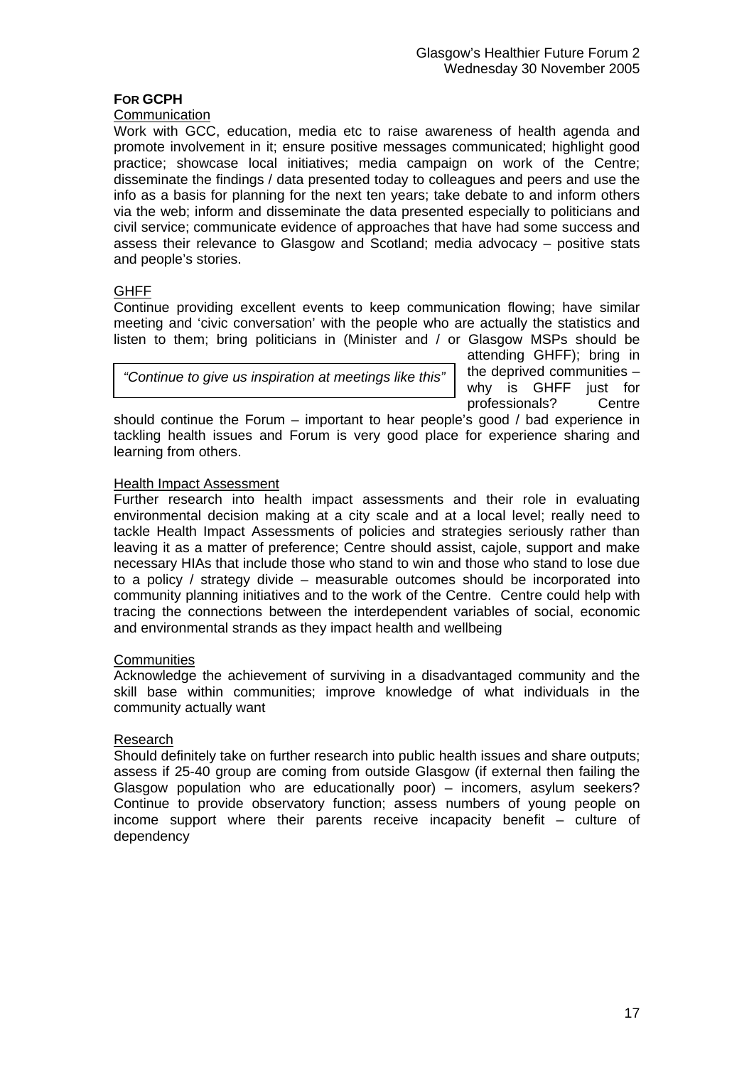## FOR GCPH

Communication

Work with GCC, education, media etc to raise awareness of health agenda and promote involvement in it; ensure positive messages communicated; highlight good practice; showcase local initiatives; media campaign on work of the Centre; disseminate the findings / data presented today to colleagues and peers and use the info as a basis for planning for the next ten years; take debate to and inform others via the web; inform and disseminate the data presented especially to politicians and civil service; communicate evidence of approaches that have had some success and assess their relevance to Glasgow and Scotland; media advocacy – positive stats and people's stories.

GHFF

Continue providing excellent events to keep communication flowing; have similar meeting and 'civic conversation' with the people who are actually the statistics and listen to them; bring politicians in (Minister and / or Glasgow MSPs should be attending GHFF); bring in the deprived communities – why is GHFF just for professionals? Centre should continue the Forum – important to hear people's good / bad experience in tackling health issues and Forum is very good place for experience sharing and learning from others.

> *"Continue to give us inspiration at meetings like this"*

Health Impact Assessment

Further research into health impact assessments and their role in evaluating environmental decision making at a city scale and at a local level; really need to tackle Health Impact Assessments of policies and strategies seriously rather than leaving it as a matter of preference; Centre should assist, cajole, support and make necessary HIAs that include those who stand to win and those who stand to lose due to a policy / strategy divide – measurable outcomes should be incorporated into community planning initiatives and to the work of the Centre. Centre could help with tracing the connections between the interdependent variables of social, economic and environmental strands as they impact health and wellbeing

Communities

Acknowledge the achievement of surviving in a disadvantaged community and the skill base within communities; improve knowledge of what individuals in the community actually want

Research

Should definitely take on further research into public health issues and share outputs; assess if 25-40 group are coming from outside Glasgow (if external then failing the Glasgow population who are educationally poor) – incomers, asylum seekers? Continue to provide observatory function; assess numbers of young people on income support where their parents receive incapacity benefit – culture of dependency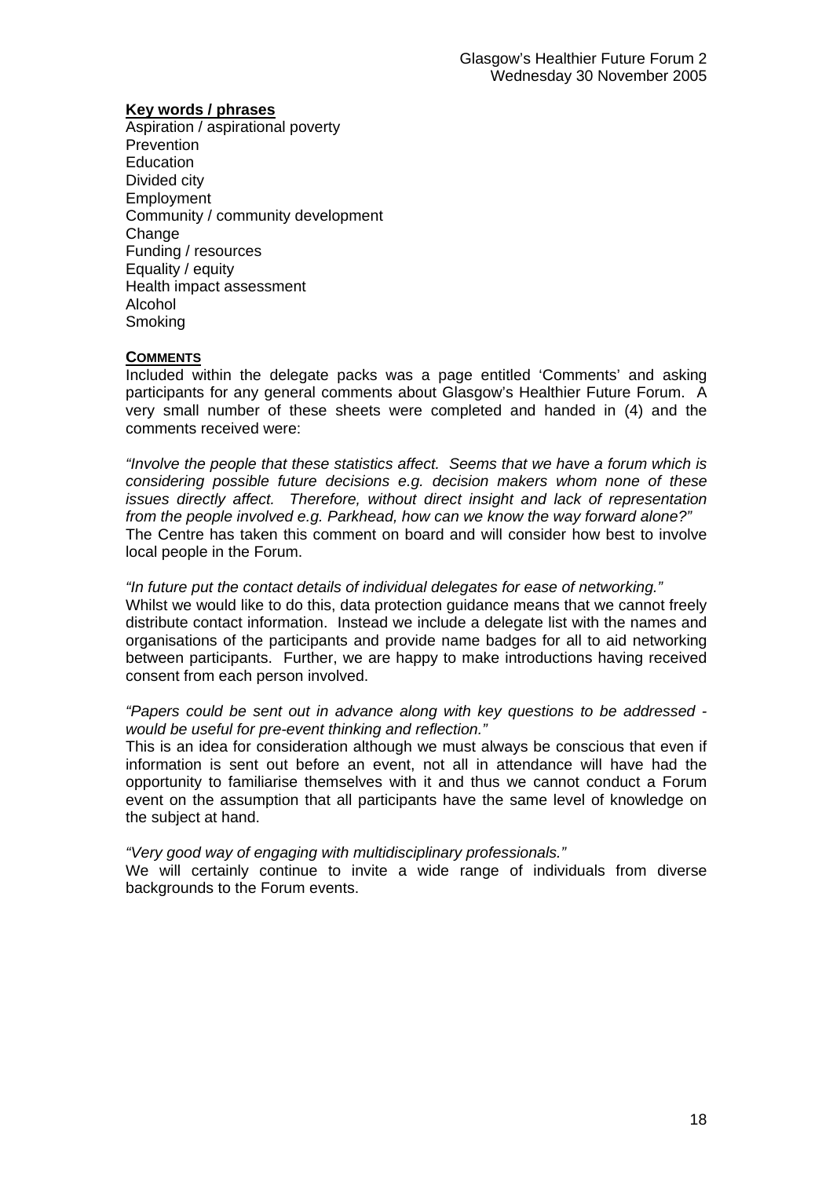**Key words / phrases**

Aspiration / aspirational poverty
Prevention
Education
Divided city
Employment
Community / community development
Change
Funding / resources
Equality / equity
Health impact assessment
Alcohol
Smoking

**COMMENTS**

Included within the delegate packs was a page entitled 'Comments' and asking participants for any general comments about Glasgow's Healthier Future Forum. A very small number of these sheets were completed and handed in (4) and the comments received were:

*"Involve the people that these statistics affect. Seems that we have a forum which is considering possible future decisions e.g. decision makers whom none of these issues directly affect. Therefore, without direct insight and lack of representation from the people involved e.g. Parkhead, how can we know the way forward alone?"*
The Centre has taken this comment on board and will consider how best to involve local people in the Forum.

*"In future put the contact details of individual delegates for ease of networking."*
Whilst we would like to do this, data protection guidance means that we cannot freely distribute contact information. Instead we include a delegate list with the names and organisations of the participants and provide name badges for all to aid networking between participants. Further, we are happy to make introductions having received consent from each person involved.

*"Papers could be sent out in advance along with key questions to be addressed - would be useful for pre-event thinking and reflection."*
This is an idea for consideration although we must always be conscious that even if information is sent out before an event, not all in attendance will have had the opportunity to familiarise themselves with it and thus we cannot conduct a Forum event on the assumption that all participants have the same level of knowledge on the subject at hand.

*"Very good way of engaging with multidisciplinary professionals."*
We will certainly continue to invite a wide range of individuals from diverse backgrounds to the Forum events.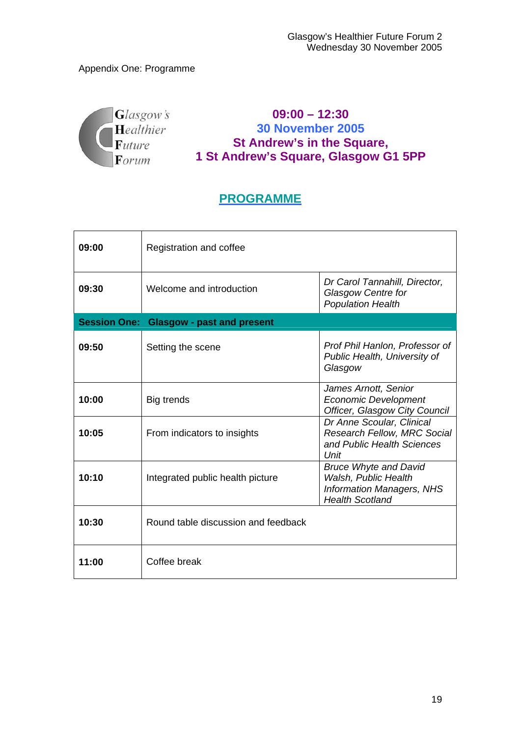Appendix One: Programme

Glasgow's Healthier Future Forum

**09:00 – 12:30**
**30 November 2005**
**St Andrew's in the Square,**
**1 St Andrew's Square, Glasgow G1 5PP**

## PROGRAMME

| | | |
|---|---|---|
| **09:00** | Registration and coffee | |
| **09:30** | Welcome and introduction | *Dr Carol Tannahill, Director, Glasgow Centre for Population Health* |
| **Session One:** | **Glasgow - past and present** | |
| **09:50** | Setting the scene | *Prof Phil Hanlon, Professor of Public Health, University of Glasgow* |
| **10:00** | Big trends | *James Arnott, Senior Economic Development Officer, Glasgow City Council* |
| **10:05** | From indicators to insights | *Dr Anne Scoular, Clinical Research Fellow, MRC Social and Public Health Sciences Unit* |
| **10:10** | Integrated public health picture | *Bruce Whyte and David Walsh, Public Health Information Managers, NHS Health Scotland* |
| **10:30** | Round table discussion and feedback | |
| **11:00** | Coffee break | |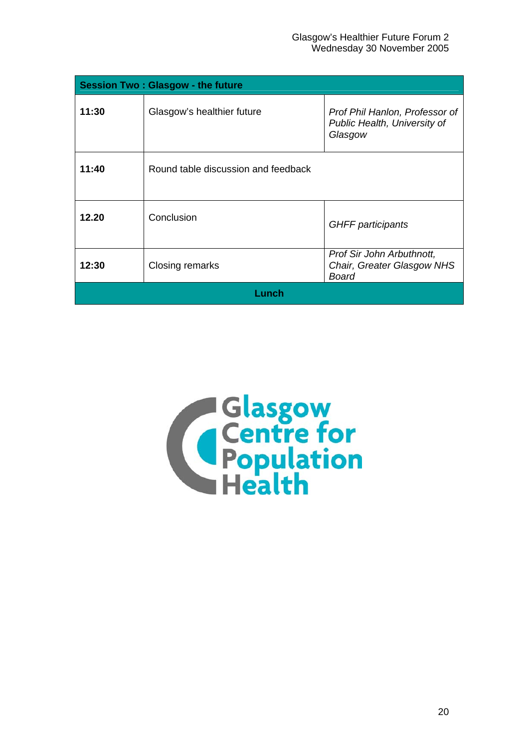| Session Two : Glasgow - the future | | |
|---|---|---|
| **11:30** | Glasgow's healthier future | *Prof Phil Hanlon, Professor of Public Health, University of Glasgow* |
| **11:40** | Round table discussion and feedback | |
| **12.20** | Conclusion | *GHFF participants* |
| **12:30** | Closing remarks | *Prof Sir John Arbuthnott, Chair, Greater Glasgow NHS Board* |
| **Lunch** | | |

Glasgow Centre for Population Health